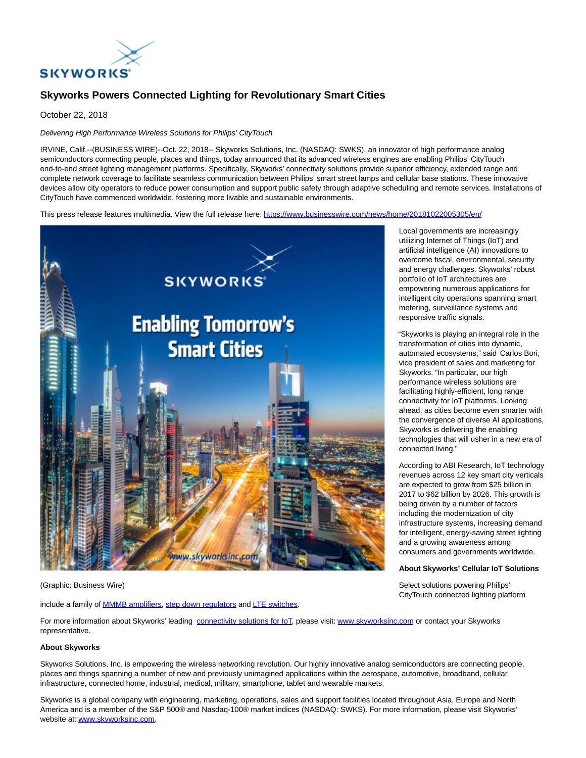# Skyworks Powers Connected Lighting for Revolutionary Smart Cities

October 22, 2018

*Delivering High Performance Wireless Solutions for Philips' CityTouch*

IRVINE, Calif.--(BUSINESS WIRE)--Oct. 22, 2018-- Skyworks Solutions, Inc. (NASDAQ: SWKS), an innovator of high performance analog semiconductors connecting people, places and things, today announced that its advanced wireless engines are enabling Philips' CityTouch end-to-end street lighting management platforms. Specifically, Skyworks' connectivity solutions provide superior efficiency, extended range and complete network coverage to facilitate seamless communication between Philips' smart street lamps and cellular base stations. These innovative devices allow city operators to reduce power consumption and support public safety through adaptive scheduling and remote services. Installations of CityTouch have commenced worldwide, fostering more livable and sustainable environments.

This press release features multimedia. View the full release here: https://www.businesswire.com/news/home/20181022005305/en/

(Graphic: Business Wire)

Local governments are increasingly utilizing Internet of Things (IoT) and artificial intelligence (AI) innovations to overcome fiscal, environmental, security and energy challenges. Skyworks' robust portfolio of IoT architectures are empowering numerous applications for intelligent city operations spanning smart metering, surveillance systems and responsive traffic signals.

"Skyworks is playing an integral role in the transformation of cities into dynamic, automated ecosystems," said Carlos Bori, vice president of sales and marketing for Skyworks. "In particular, our high performance wireless solutions are facilitating highly-efficient, long range connectivity for IoT platforms. Looking ahead, as cities become even smarter with the convergence of diverse AI applications, Skyworks is delivering the enabling technologies that will usher in a new era of connected living."

According to ABI Research, IoT technology revenues across 12 key smart city verticals are expected to grow from $25 billion in 2017 to $62 billion by 2026. This growth is being driven by a number of factors including the modernization of city infrastructure systems, increasing demand for intelligent, energy-saving street lighting and a growing awareness among consumers and governments worldwide.

**About Skyworks' Cellular IoT Solutions**

Select solutions powering Philips' CityTouch connected lighting platform include a family of MMMB amplifiers, step down regulators and LTE switches.

For more information about Skyworks' leading connectivity solutions for IoT, please visit: www.skyworksinc.com or contact your Skyworks representative.

**About Skyworks**

Skyworks Solutions, Inc. is empowering the wireless networking revolution. Our highly innovative analog semiconductors are connecting people, places and things spanning a number of new and previously unimagined applications within the aerospace, automotive, broadband, cellular infrastructure, connected home, industrial, medical, military, smartphone, tablet and wearable markets.

Skyworks is a global company with engineering, marketing, operations, sales and support facilities located throughout Asia, Europe and North America and is a member of the S&P 500® and Nasdaq-100® market indices (NASDAQ: SWKS). For more information, please visit Skyworks' website at: www.skyworksinc.com.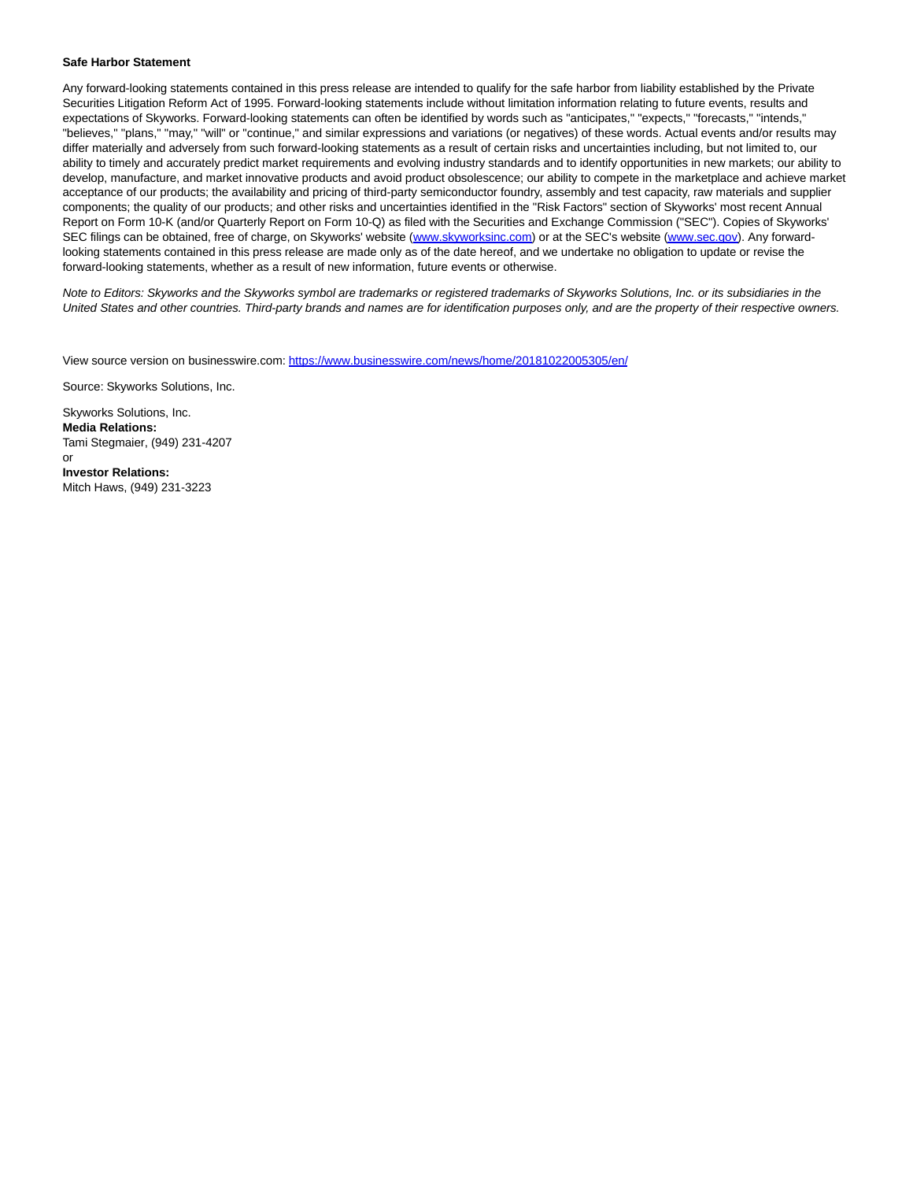**Safe Harbor Statement**

Any forward-looking statements contained in this press release are intended to qualify for the safe harbor from liability established by the Private Securities Litigation Reform Act of 1995. Forward-looking statements include without limitation information relating to future events, results and expectations of Skyworks. Forward-looking statements can often be identified by words such as "anticipates," "expects," "forecasts," "intends," "believes," "plans," "may," "will" or "continue," and similar expressions and variations (or negatives) of these words. Actual events and/or results may differ materially and adversely from such forward-looking statements as a result of certain risks and uncertainties including, but not limited to, our ability to timely and accurately predict market requirements and evolving industry standards and to identify opportunities in new markets; our ability to develop, manufacture, and market innovative products and avoid product obsolescence; our ability to compete in the marketplace and achieve market acceptance of our products; the availability and pricing of third-party semiconductor foundry, assembly and test capacity, raw materials and supplier components; the quality of our products; and other risks and uncertainties identified in the "Risk Factors" section of Skyworks' most recent Annual Report on Form 10-K (and/or Quarterly Report on Form 10-Q) as filed with the Securities and Exchange Commission ("SEC"). Copies of Skyworks' SEC filings can be obtained, free of charge, on Skyworks' website ([www.skyworksinc.com](http://www.skyworksinc.com)) or at the SEC's website ([www.sec.gov](http://www.sec.gov)). Any forward-looking statements contained in this press release are made only as of the date hereof, and we undertake no obligation to update or revise the forward-looking statements, whether as a result of new information, future events or otherwise.

*Note to Editors: Skyworks and the Skyworks symbol are trademarks or registered trademarks of Skyworks Solutions, Inc. or its subsidiaries in the United States and other countries. Third-party brands and names are for identification purposes only, and are the property of their respective owners.*

View source version on businesswire.com: [https://www.businesswire.com/news/home/20181022005305/en/](https://www.businesswire.com/news/home/20181022005305/en/)

Source: Skyworks Solutions, Inc.

Skyworks Solutions, Inc.
**Media Relations:**
Tami Stegmaier, (949) 231-4207
or
**Investor Relations:**
Mitch Haws, (949) 231-3223